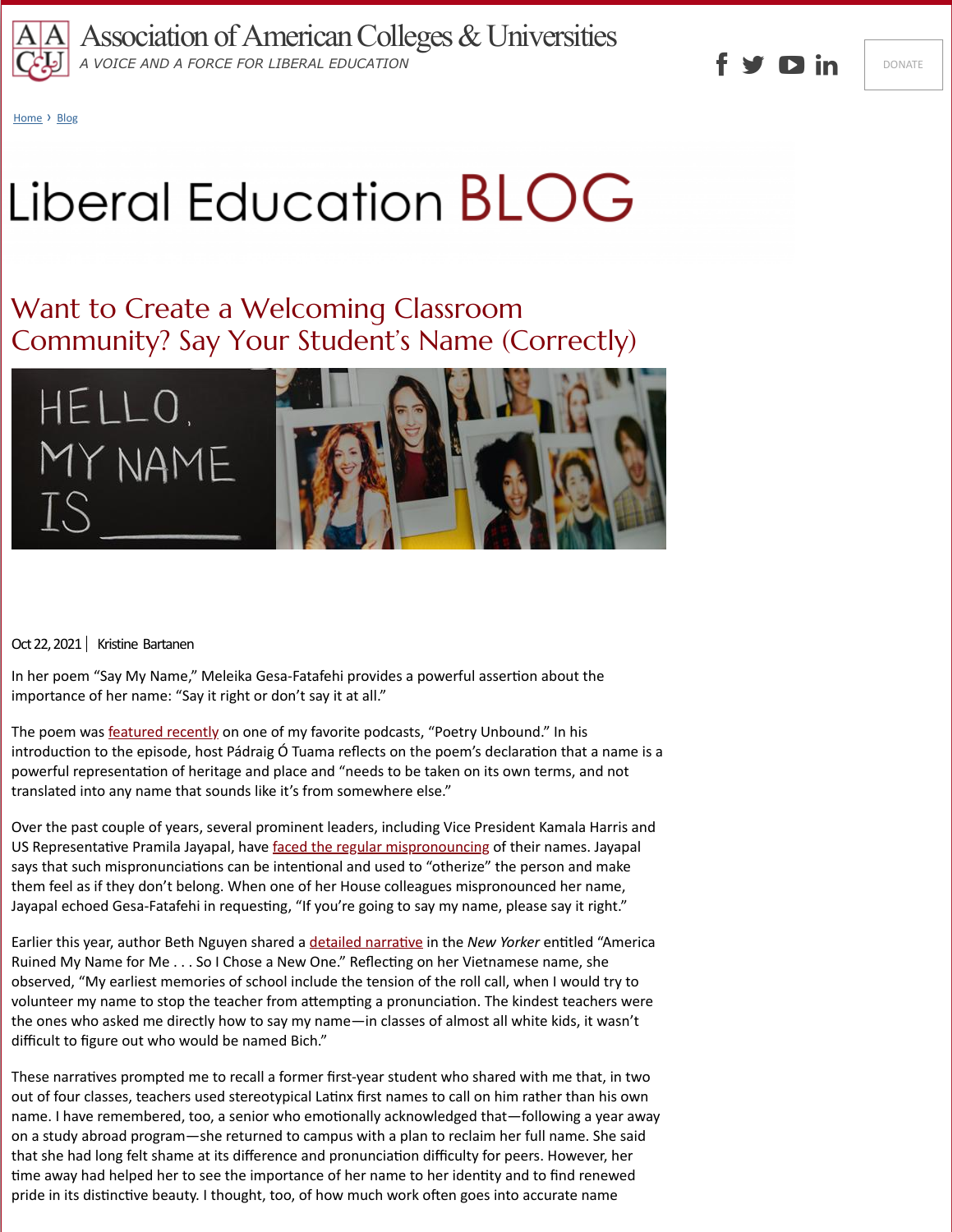Association of American Colleges & Universities

A VOICE AND A FORCE FOR LIBERAL EDUCATION

Home › Blog

Liberal Education BLOG

# Want to Create a Welcoming Classroom Community? Say Your Student's Name (Correctly)

Oct 22, 2021 | Kristine Bartanen

In her poem "Say My Name," Meleika Gesa-Fatafehi provides a powerful assertion about the importance of her name: "Say it right or don't say it at all."

The poem was featured recently on one of my favorite podcasts, "Poetry Unbound." In his introduction to the episode, host Pádraig Ó Tuama reflects on the poem's declaration that a name is a powerful representation of heritage and place and "needs to be taken on its own terms, and not translated into any name that sounds like it's from somewhere else."

Over the past couple of years, several prominent leaders, including Vice President Kamala Harris and US Representative Pramila Jayapal, have faced the regular mispronouncing of their names. Jayapal says that such mispronunciations can be intentional and used to "otherize" the person and make them feel as if they don't belong. When one of her House colleagues mispronounced her name, Jayapal echoed Gesa-Fatafehi in requesting, "If you're going to say my name, please say it right."

Earlier this year, author Beth Nguyen shared a detailed narrative in the *New Yorker* entitled "America Ruined My Name for Me . . . So I Chose a New One." Reflecting on her Vietnamese name, she observed, "My earliest memories of school include the tension of the roll call, when I would try to volunteer my name to stop the teacher from attempting a pronunciation. The kindest teachers were the ones who asked me directly how to say my name—in classes of almost all white kids, it wasn't difficult to figure out who would be named Bich."

These narratives prompted me to recall a former first-year student who shared with me that, in two out of four classes, teachers used stereotypical Latinx first names to call on him rather than his own name. I have remembered, too, a senior who emotionally acknowledged that—following a year away on a study abroad program—she returned to campus with a plan to reclaim her full name. She said that she had long felt shame at its difference and pronunciation difficulty for peers. However, her time away had helped her to see the importance of her name to her identity and to find renewed pride in its distinctive beauty. I thought, too, of how much work often goes into accurate name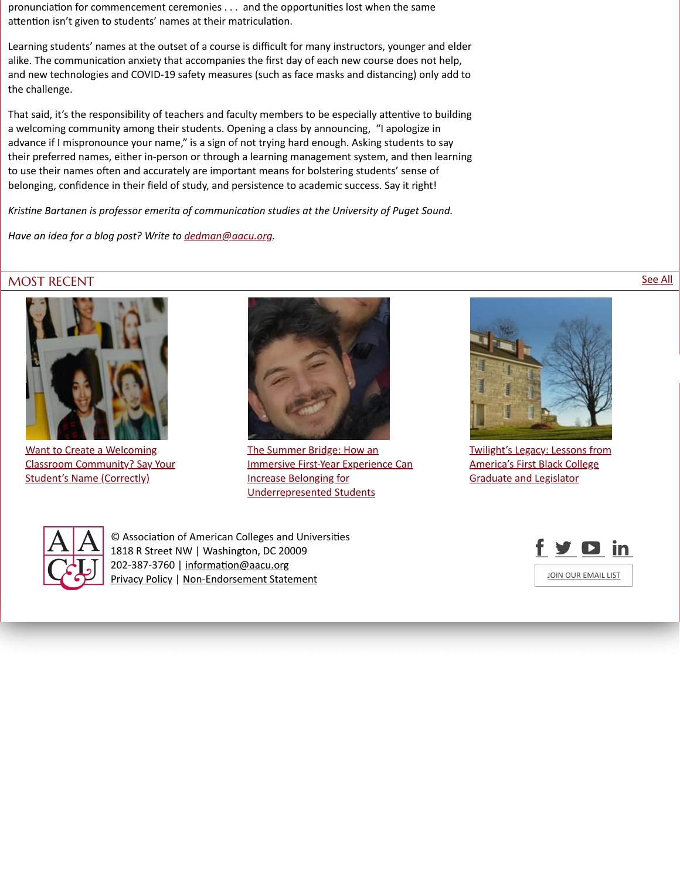pronunciation for commencement ceremonies . . . and the opportunities lost when the same attention isn't given to students' names at their matriculation.

Learning students' names at the outset of a course is difficult for many instructors, younger and elder alike. The communication anxiety that accompanies the first day of each new course does not help, and new technologies and COVID-19 safety measures (such as face masks and distancing) only add to the challenge.

That said, it's the responsibility of teachers and faculty members to be especially attentive to building a welcoming community among their students. Opening a class by announcing, "I apologize in advance if I mispronounce your name," is a sign of not trying hard enough. Asking students to say their preferred names, either in-person or through a learning management system, and then learning to use their names often and accurately are important means for bolstering students' sense of belonging, confidence in their field of study, and persistence to academic success. Say it right!

*Kristine Bartanen is professor emerita of communication studies at the University of Puget Sound.*

*Have an idea for a blog post? Write to dedman@aacu.org.*

## MOST RECENT

See All

Want to Create a Welcoming Classroom Community? Say Your Student's Name (Correctly)

The Summer Bridge: How an Immersive First-Year Experience Can Increase Belonging for Underrepresented Students

Twilight's Legacy: Lessons from America's First Black College Graduate and Legislator

© Association of American Colleges and Universities
1818 R Street NW | Washington, DC 20009
202-387-3760 | information@aacu.org
Privacy Policy | Non-Endorsement Statement

JOIN OUR EMAIL LIST